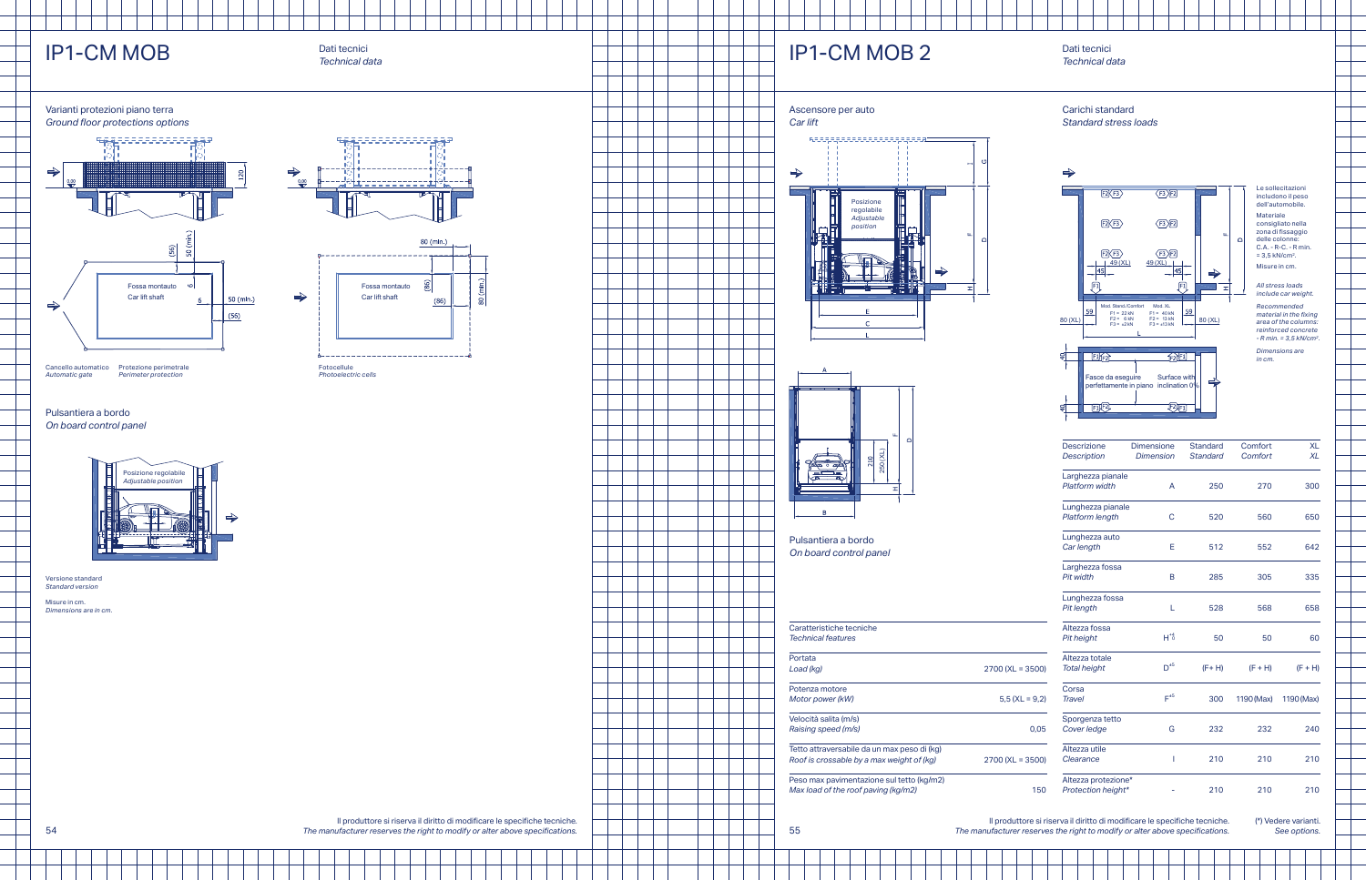# IP1-CM MOB

Dati tecnici
*Technical data*

## Varianti protezioni piano terra
*Ground floor protections options*

Fossa montauto
Car lift shaft

Cancello automatico
*Automatic gate*

Protezione perimetrale
*Perimeter protection*

Fotocellule
*Photoelectric cells*

## Pulsantiera a bordo
*On board control panel*

Posizione regolabile
*Adjustable position*

Versione standard
*Standard version*

Misure in cm.
*Dimensions are in cm.*

Il produttore si riserva il diritto di modificare le specifiche tecniche.
*The manufacturer reserves the right to modify or alter above specifications.*

# IP1-CM MOB 2

Dati tecnici
*Technical data*

## Ascensore per auto
*Car lift*

Posizione regolabile
*Adjustable position*

## Pulsantiera a bordo
*On board control panel*

## Carichi standard
*Standard stress loads*

Mod. Stand./Comfort: F1 = 22 kN, F2 = 6 kN, F3 = ±24 kN
Mod. XL: F1 = 40 kN, F2 = 13 kN, F3 = ±13 kN

Fasce da eseguire perfettamente in piano
Surface with inclination 0%

Le sollecitazioni includono il peso dell'automobile.

Materiale consigliato nella zona di fissaggio delle colonne: C.A. - R-C. - R min. = 3,5 kN/cm².

Misure in cm.

*All stress loads include car weight.*

*Recommended material in the fixing area of the columns: reinforced concrete - R min. = 3,5 kN/cm².*

*Dimensions are in cm.*

| Caratteristiche tecniche<br>*Technical features* | |
|---|---|
| Portata<br>*Load (kg)* | 2700 (XL = 3500) |
| Potenza motore<br>*Motor power (kW)* | 5,5 (XL = 9,2) |
| Velocità salita (m/s)<br>*Raising speed (m/s)* | 0,05 |
| Tetto attraversabile da un max peso di (kg)<br>*Roof is crossable by a max weight of (kg)* | 2700 (XL = 3500) |
| Peso max pavimentazione sul tetto (kg/m2)<br>*Max load of the roof paving (kg/m2)* | 150 |

| Descrizione<br>*Description* | Dimensione<br>*Dimension* | Standard<br>*Standard* | Comfort<br>*Comfort* | XL<br>*XL* |
|---|---|---|---|---|
| Larghezza pianale<br>*Platform width* | A | 250 | 270 | 300 |
| Lunghezza pianale<br>*Platform length* | C | 520 | 560 | 650 |
| Lunghezza auto<br>*Car length* | E | 512 | 552 | 642 |
| Larghezza fossa<br>*Pit width* | B | 285 | 305 | 335 |
| Lunghezza fossa<br>*Pit length* | L | 528 | 568 | 658 |
| Altezza fossa<br>*Pit height* | $H^{+1}_{0}$ | 50 | 50 | 60 |
| Altezza totale<br>*Total height* | $D^{\pm 5}$ | (F+ H) | (F + H) | (F + H) |
| Corsa<br>*Travel* | $F^{\pm 5}$ | 300 | 1190 (Max) | 1190 (Max) |
| Sporgenza tetto<br>*Cover ledge* | G | 232 | 232 | 240 |
| Altezza utile<br>*Clearance* | I | 210 | 210 | 210 |
| Altezza protezione*<br>*Protection height** | - | 210 | 210 | 210 |

Il produttore si riserva il diritto di modificare le specifiche tecniche.
*The manufacturer reserves the right to modify or alter above specifications.*

(*) Vedere varianti.
*See options.*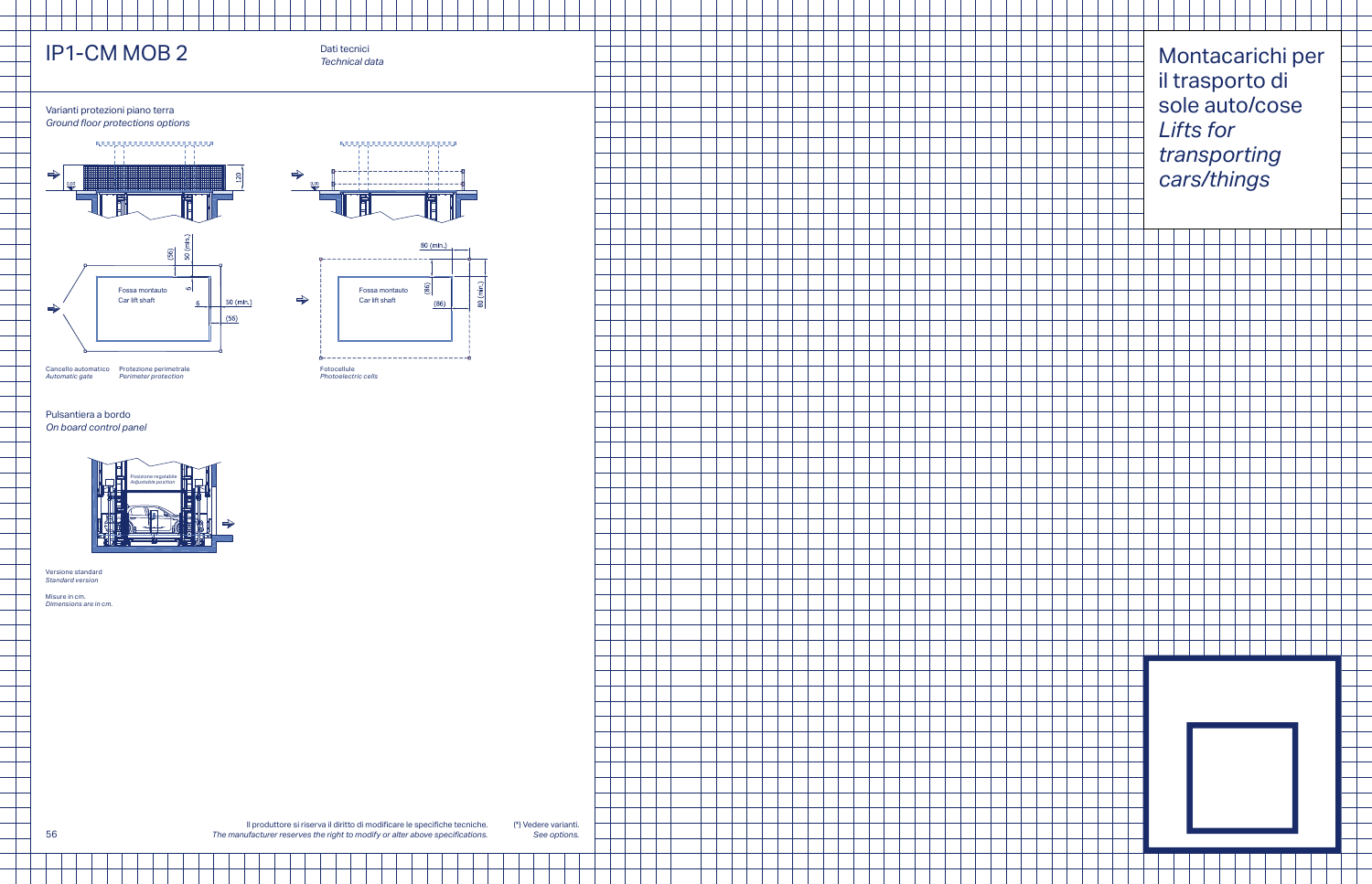# IP1-CM MOB 2

Dati tecnici
*Technical data*

Varianti protezioni piano terra
*Ground floor protections options*

Cancello automatico
*Automatic gate*

Protezione perimetrale
*Perimeter protection*

Fotocellule
*Photoelectric cells*

Pulsantiera a bordo
*On board control panel*

Versione standard
*Standard version*

Misure in cm.
*Dimensions are in cm.*

Il produttore si riserva il diritto di modificare le specifiche tecniche.
*The manufacturer reserves the right to modify or alter above specifications.*

(*) Vedere varianti.
*See options.*

Montacarichi per il trasporto di sole auto/cose
*Lifts for transporting cars/things*